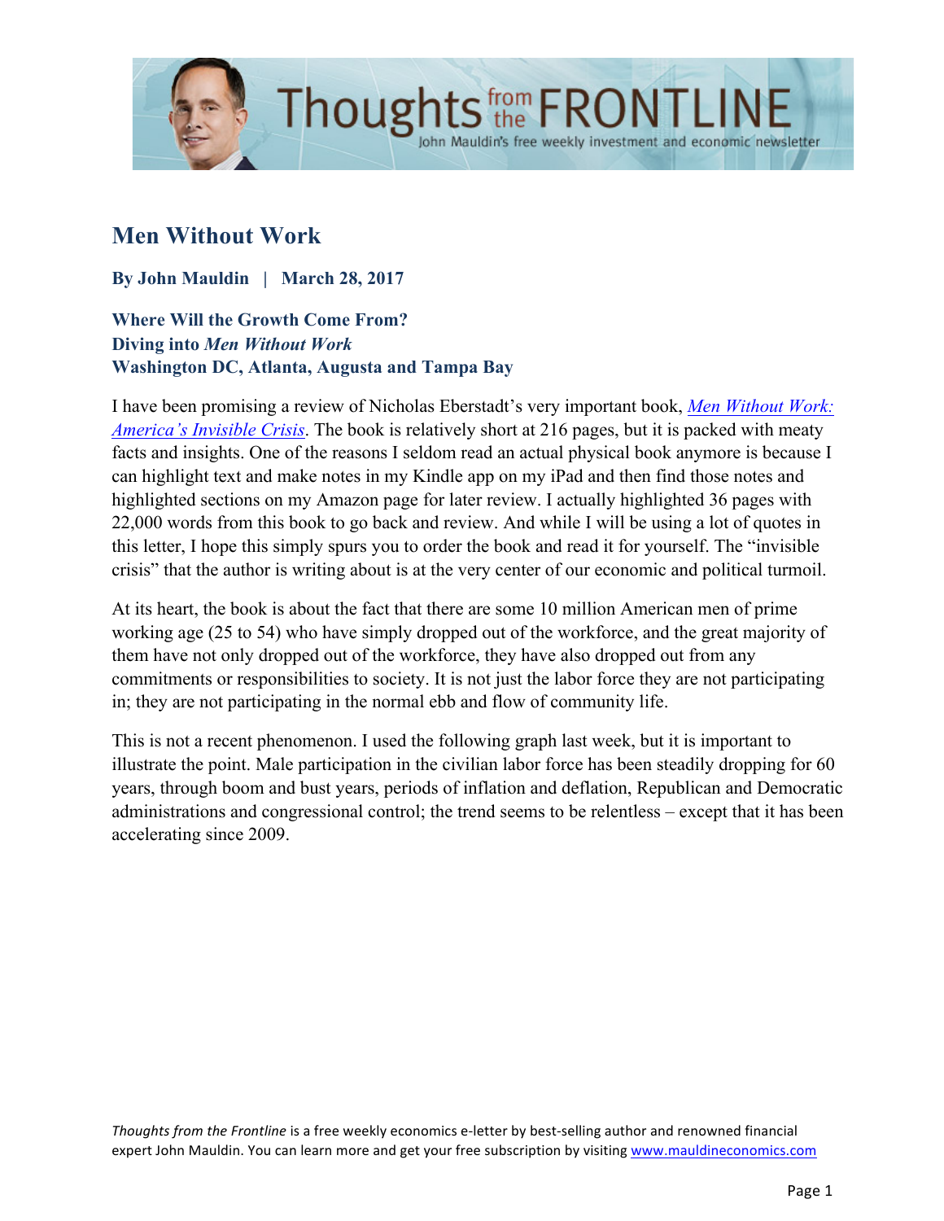# Men Without Work

**By John Mauldin | March 28, 2017**

**Where Will the Growth Come From?**
**Diving into *Men Without Work***
**Washington DC, Atlanta, Augusta and Tampa Bay**

I have been promising a review of Nicholas Eberstadt's very important book, *Men Without Work: America's Invisible Crisis*. The book is relatively short at 216 pages, but it is packed with meaty facts and insights. One of the reasons I seldom read an actual physical book anymore is because I can highlight text and make notes in my Kindle app on my iPad and then find those notes and highlighted sections on my Amazon page for later review. I actually highlighted 36 pages with 22,000 words from this book to go back and review. And while I will be using a lot of quotes in this letter, I hope this simply spurs you to order the book and read it for yourself. The "invisible crisis" that the author is writing about is at the very center of our economic and political turmoil.

At its heart, the book is about the fact that there are some 10 million American men of prime working age (25 to 54) who have simply dropped out of the workforce, and the great majority of them have not only dropped out of the workforce, they have also dropped out from any commitments or responsibilities to society. It is not just the labor force they are not participating in; they are not participating in the normal ebb and flow of community life.

This is not a recent phenomenon. I used the following graph last week, but it is important to illustrate the point. Male participation in the civilian labor force has been steadily dropping for 60 years, through boom and bust years, periods of inflation and deflation, Republican and Democratic administrations and congressional control; the trend seems to be relentless – except that it has been accelerating since 2009.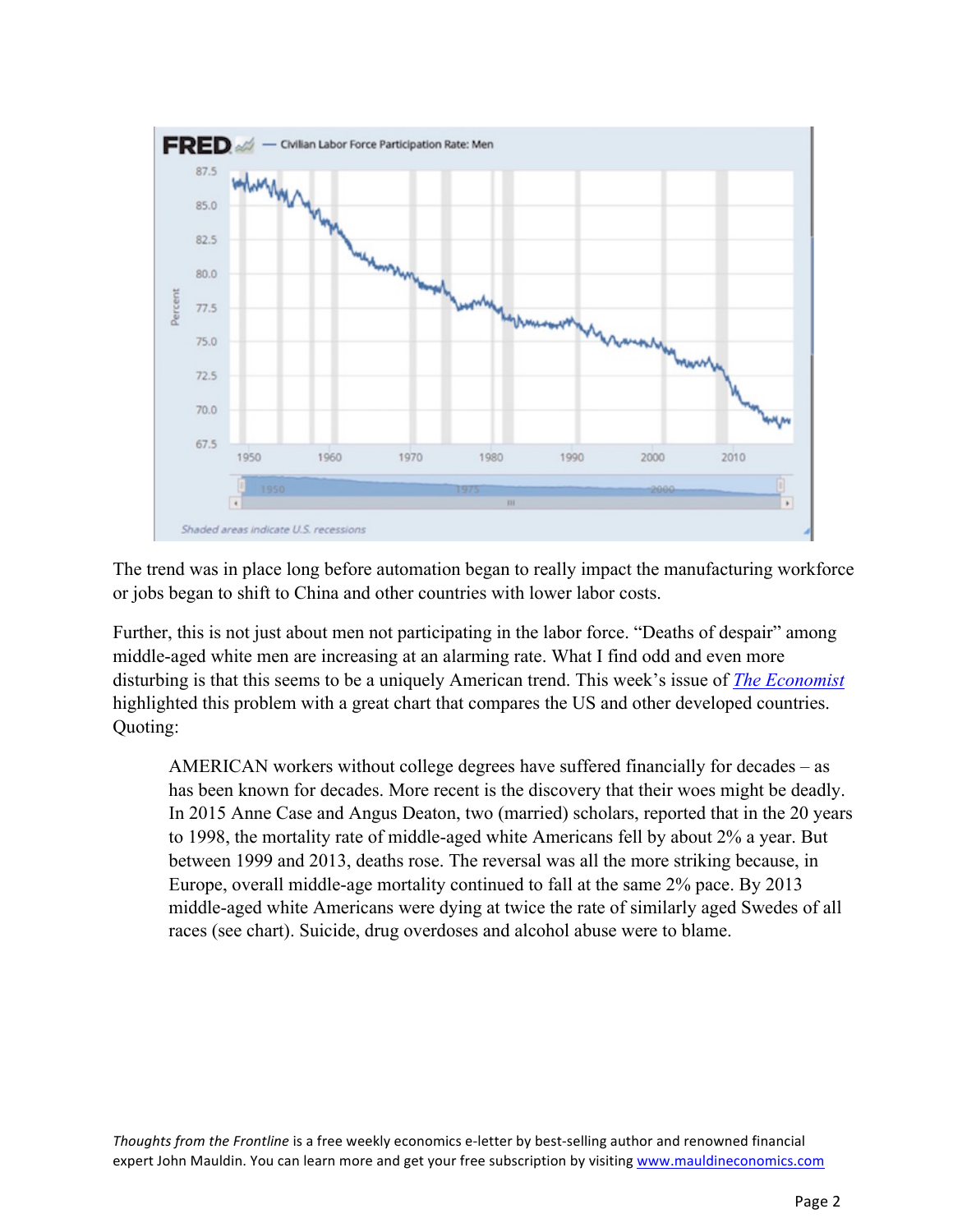The trend was in place long before automation began to really impact the manufacturing workforce or jobs began to shift to China and other countries with lower labor costs.

Further, this is not just about men not participating in the labor force. "Deaths of despair" among middle-aged white men are increasing at an alarming rate. What I find odd and even more disturbing is that this seems to be a uniquely American trend. This week's issue of *The Economist* highlighted this problem with a great chart that compares the US and other developed countries. Quoting:

> AMERICAN workers without college degrees have suffered financially for decades – as has been known for decades. More recent is the discovery that their woes might be deadly. In 2015 Anne Case and Angus Deaton, two (married) scholars, reported that in the 20 years to 1998, the mortality rate of middle-aged white Americans fell by about 2% a year. But between 1999 and 2013, deaths rose. The reversal was all the more striking because, in Europe, overall middle-age mortality continued to fall at the same 2% pace. By 2013 middle-aged white Americans were dying at twice the rate of similarly aged Swedes of all races (see chart). Suicide, drug overdoses and alcohol abuse were to blame.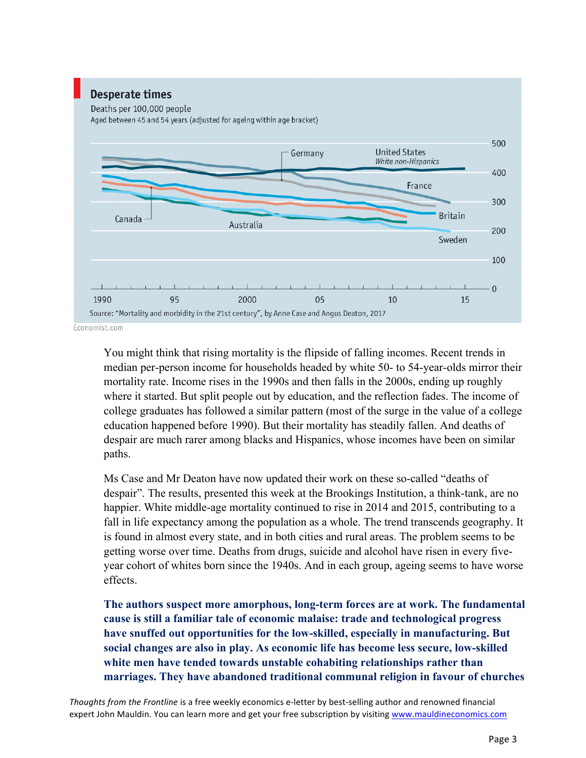**Desperate times**

Deaths per 100,000 people

Aged between 45 and 54 years (adjusted for ageing within age bracket)

Source: "Mortality and morbidity in the 21st century", by Anne Case and Angus Deaton, 2017

Economist.com

You might think that rising mortality is the flipside of falling incomes. Recent trends in median per-person income for households headed by white 50- to 54-year-olds mirror their mortality rate. Income rises in the 1990s and then falls in the 2000s, ending up roughly where it started. But split people out by education, and the reflection fades. The income of college graduates has followed a similar pattern (most of the surge in the value of a college education happened before 1990). But their mortality has steadily fallen. And deaths of despair are much rarer among blacks and Hispanics, whose incomes have been on similar paths.

Ms Case and Mr Deaton have now updated their work on these so-called "deaths of despair". The results, presented this week at the Brookings Institution, a think-tank, are no happier. White middle-age mortality continued to rise in 2014 and 2015, contributing to a fall in life expectancy among the population as a whole. The trend transcends geography. It is found in almost every state, and in both cities and rural areas. The problem seems to be getting worse over time. Deaths from drugs, suicide and alcohol have risen in every five-year cohort of whites born since the 1940s. And in each group, ageing seems to have worse effects.

**The authors suspect more amorphous, long-term forces are at work. The fundamental cause is still a familiar tale of economic malaise: trade and technological progress have snuffed out opportunities for the low-skilled, especially in manufacturing. But social changes are also in play. As economic life has become less secure, low-skilled white men have tended towards unstable cohabiting relationships rather than marriages. They have abandoned traditional communal religion in favour of churches**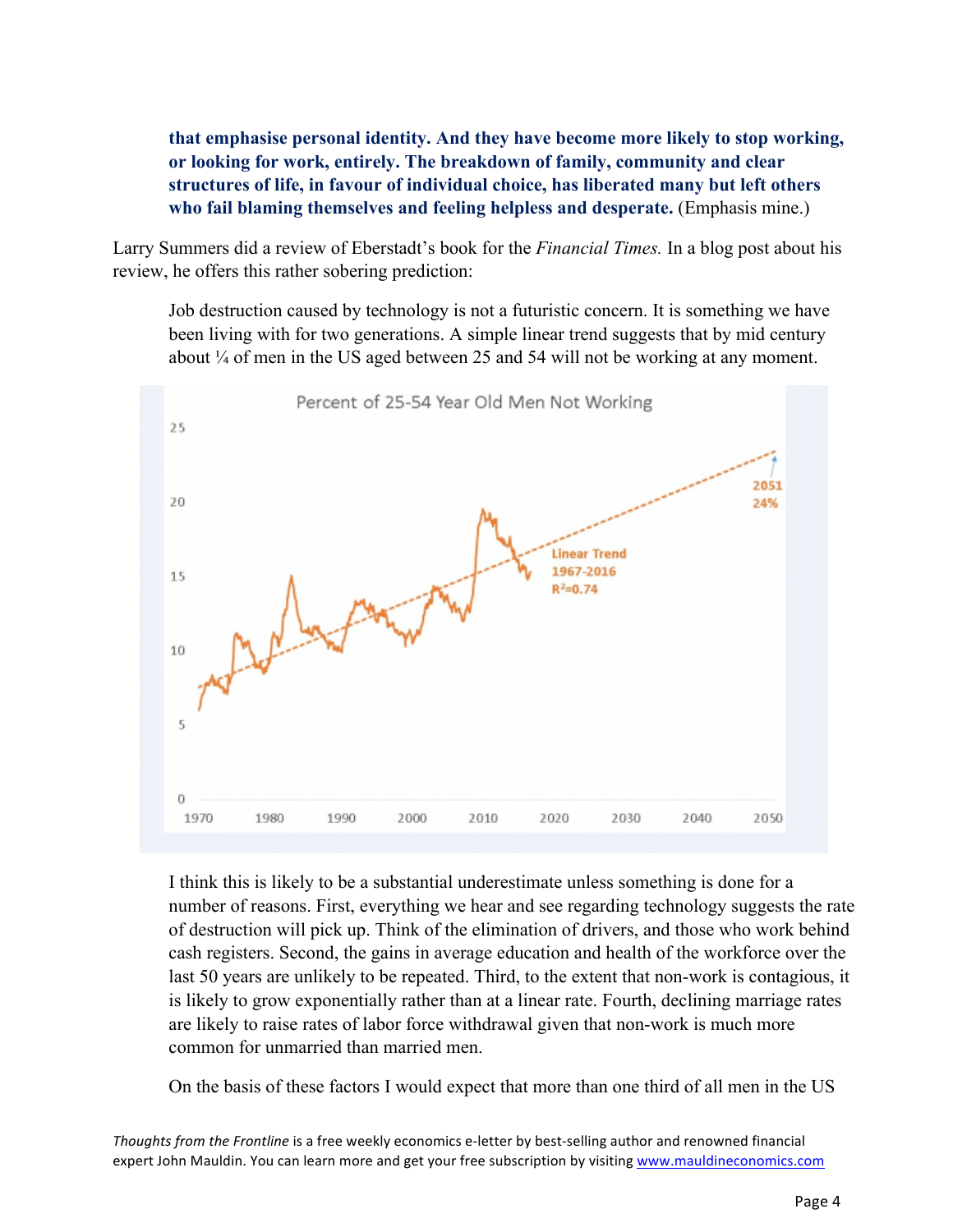> **that emphasise personal identity. And they have become more likely to stop working, or looking for work, entirely. The breakdown of family, community and clear structures of life, in favour of individual choice, has liberated many but left others who fail blaming themselves and feeling helpless and desperate.** (Emphasis mine.)

Larry Summers did a review of Eberstadt's book for the *Financial Times.* In a blog post about his review, he offers this rather sobering prediction:

> Job destruction caused by technology is not a futuristic concern. It is something we have been living with for two generations. A simple linear trend suggests that by mid century about ¼ of men in the US aged between 25 and 54 will not be working at any moment.

> I think this is likely to be a substantial underestimate unless something is done for a number of reasons. First, everything we hear and see regarding technology suggests the rate of destruction will pick up. Think of the elimination of drivers, and those who work behind cash registers. Second, the gains in average education and health of the workforce over the last 50 years are unlikely to be repeated. Third, to the extent that non-work is contagious, it is likely to grow exponentially rather than at a linear rate. Fourth, declining marriage rates are likely to raise rates of labor force withdrawal given that non-work is much more common for unmarried than married men.

> On the basis of these factors I would expect that more than one third of all men in the US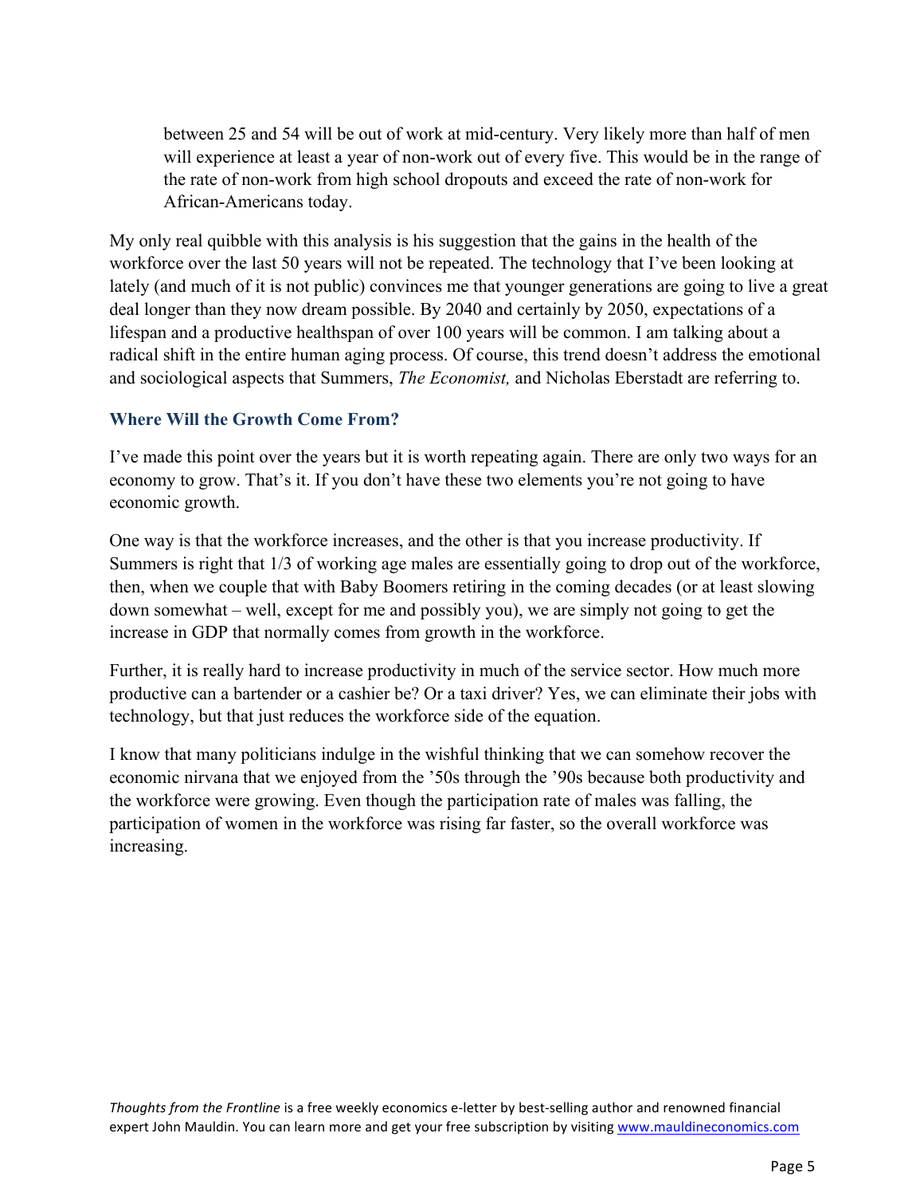> between 25 and 54 will be out of work at mid-century. Very likely more than half of men will experience at least a year of non-work out of every five. This would be in the range of the rate of non-work from high school dropouts and exceed the rate of non-work for African-Americans today.

My only real quibble with this analysis is his suggestion that the gains in the health of the workforce over the last 50 years will not be repeated. The technology that I've been looking at lately (and much of it is not public) convinces me that younger generations are going to live a great deal longer than they now dream possible. By 2040 and certainly by 2050, expectations of a lifespan and a productive healthspan of over 100 years will be common. I am talking about a radical shift in the entire human aging process. Of course, this trend doesn't address the emotional and sociological aspects that Summers, *The Economist,* and Nicholas Eberstadt are referring to.

### Where Will the Growth Come From?

I've made this point over the years but it is worth repeating again. There are only two ways for an economy to grow. That's it. If you don't have these two elements you're not going to have economic growth.

One way is that the workforce increases, and the other is that you increase productivity. If Summers is right that 1/3 of working age males are essentially going to drop out of the workforce, then, when we couple that with Baby Boomers retiring in the coming decades (or at least slowing down somewhat – well, except for me and possibly you), we are simply not going to get the increase in GDP that normally comes from growth in the workforce.

Further, it is really hard to increase productivity in much of the service sector. How much more productive can a bartender or a cashier be? Or a taxi driver? Yes, we can eliminate their jobs with technology, but that just reduces the workforce side of the equation.

I know that many politicians indulge in the wishful thinking that we can somehow recover the economic nirvana that we enjoyed from the '50s through the '90s because both productivity and the workforce were growing. Even though the participation rate of males was falling, the participation of women in the workforce was rising far faster, so the overall workforce was increasing.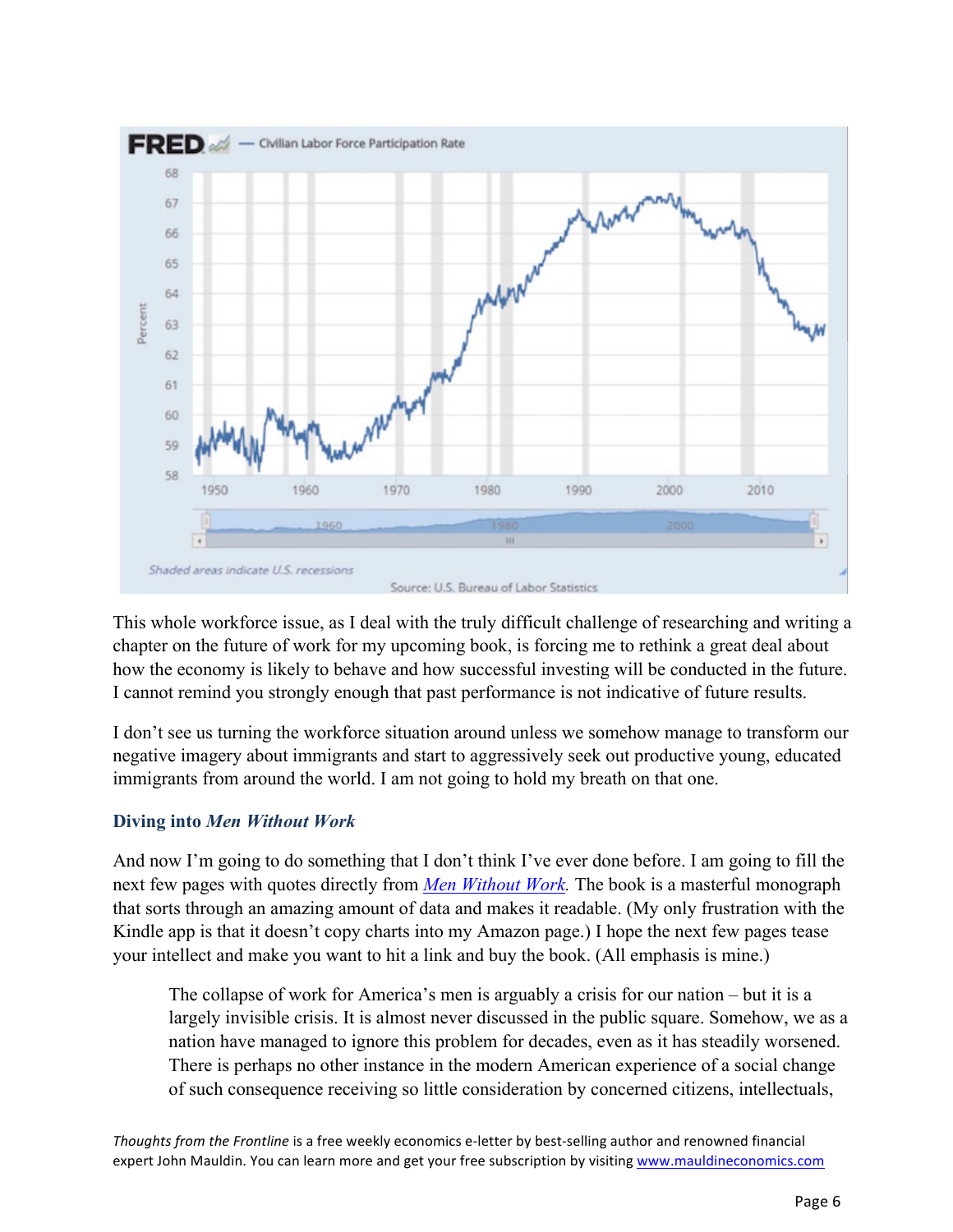This whole workforce issue, as I deal with the truly difficult challenge of researching and writing a chapter on the future of work for my upcoming book, is forcing me to rethink a great deal about how the economy is likely to behave and how successful investing will be conducted in the future. I cannot remind you strongly enough that past performance is not indicative of future results.

I don't see us turning the workforce situation around unless we somehow manage to transform our negative imagery about immigrants and start to aggressively seek out productive young, educated immigrants from around the world. I am not going to hold my breath on that one.

### Diving into *Men Without Work*

And now I'm going to do something that I don't think I've ever done before. I am going to fill the next few pages with quotes directly from [*Men Without Work*](). The book is a masterful monograph that sorts through an amazing amount of data and makes it readable. (My only frustration with the Kindle app is that it doesn't copy charts into my Amazon page.) I hope the next few pages tease your intellect and make you want to hit a link and buy the book. (All emphasis is mine.)

> The collapse of work for America's men is arguably a crisis for our nation – but it is a largely invisible crisis. It is almost never discussed in the public square. Somehow, we as a nation have managed to ignore this problem for decades, even as it has steadily worsened. There is perhaps no other instance in the modern American experience of a social change of such consequence receiving so little consideration by concerned citizens, intellectuals,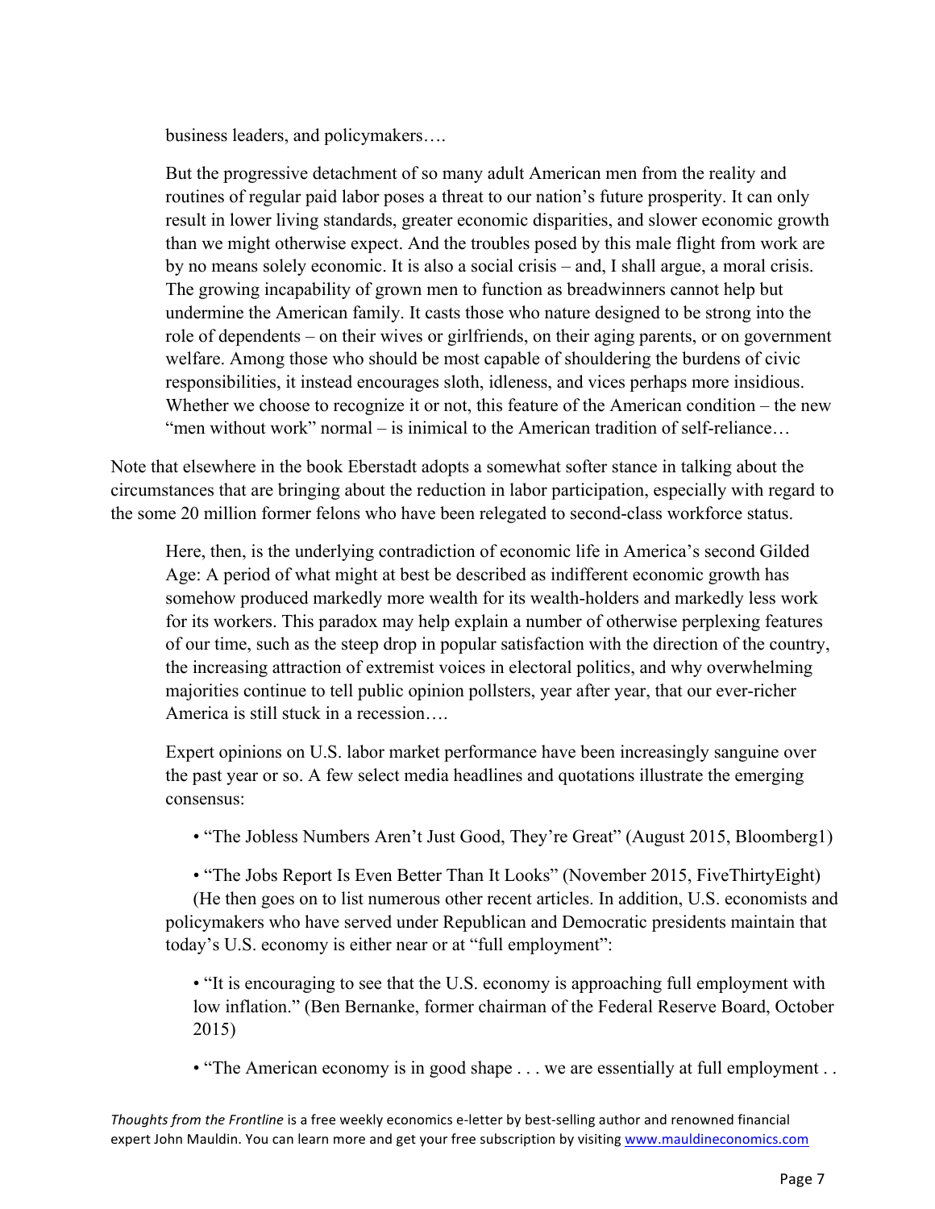> business leaders, and policymakers….
>
> But the progressive detachment of so many adult American men from the reality and routines of regular paid labor poses a threat to our nation's future prosperity. It can only result in lower living standards, greater economic disparities, and slower economic growth than we might otherwise expect. And the troubles posed by this male flight from work are by no means solely economic. It is also a social crisis – and, I shall argue, a moral crisis. The growing incapability of grown men to function as breadwinners cannot help but undermine the American family. It casts those who nature designed to be strong into the role of dependents – on their wives or girlfriends, on their aging parents, or on government welfare. Among those who should be most capable of shouldering the burdens of civic responsibilities, it instead encourages sloth, idleness, and vices perhaps more insidious. Whether we choose to recognize it or not, this feature of the American condition – the new "men without work" normal – is inimical to the American tradition of self-reliance…

Note that elsewhere in the book Eberstadt adopts a somewhat softer stance in talking about the circumstances that are bringing about the reduction in labor participation, especially with regard to the some 20 million former felons who have been relegated to second-class workforce status.

> Here, then, is the underlying contradiction of economic life in America's second Gilded Age: A period of what might at best be described as indifferent economic growth has somehow produced markedly more wealth for its wealth-holders and markedly less work for its workers. This paradox may help explain a number of otherwise perplexing features of our time, such as the steep drop in popular satisfaction with the direction of the country, the increasing attraction of extremist voices in electoral politics, and why overwhelming majorities continue to tell public opinion pollsters, year after year, that our ever-richer America is still stuck in a recession….
>
> Expert opinions on U.S. labor market performance have been increasingly sanguine over the past year or so. A few select media headlines and quotations illustrate the emerging consensus:
>
> - "The Jobless Numbers Aren't Just Good, They're Great" (August 2015, Bloomberg1)
> - "The Jobs Report Is Even Better Than It Looks" (November 2015, FiveThirtyEight)
>
> (He then goes on to list numerous other recent articles. In addition, U.S. economists and policymakers who have served under Republican and Democratic presidents maintain that today's U.S. economy is either near or at "full employment":
>
> - "It is encouraging to see that the U.S. economy is approaching full employment with low inflation." (Ben Bernanke, former chairman of the Federal Reserve Board, October 2015)
> - "The American economy is in good shape . . . we are essentially at full employment . .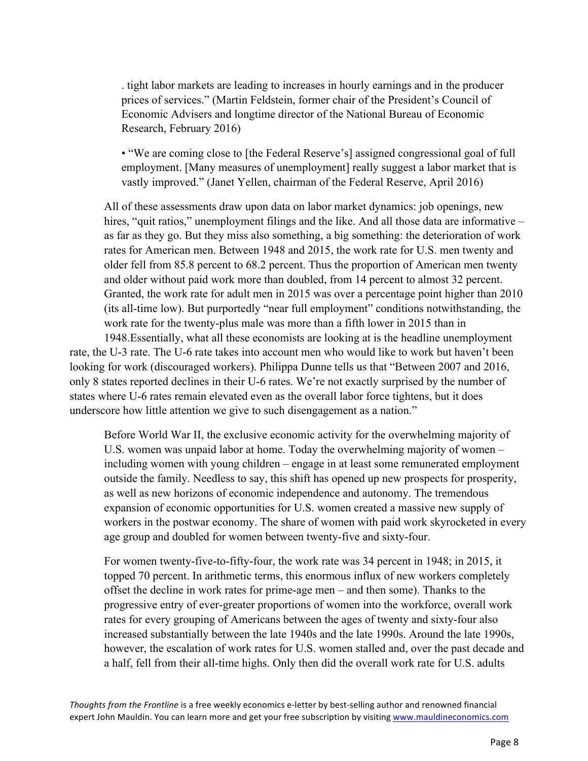> . tight labor markets are leading to increases in hourly earnings and in the producer prices of services." (Martin Feldstein, former chair of the President's Council of Economic Advisers and longtime director of the National Bureau of Economic Research, February 2016)
>
> • "We are coming close to [the Federal Reserve's] assigned congressional goal of full employment. [Many measures of unemployment] really suggest a labor market that is vastly improved." (Janet Yellen, chairman of the Federal Reserve, April 2016)
>
> All of these assessments draw upon data on labor market dynamics: job openings, new hires, "quit ratios," unemployment filings and the like. And all those data are informative – as far as they go. But they miss also something, a big something: the deterioration of work rates for American men. Between 1948 and 2015, the work rate for U.S. men twenty and older fell from 85.8 percent to 68.2 percent. Thus the proportion of American men twenty and older without paid work more than doubled, from 14 percent to almost 32 percent. Granted, the work rate for adult men in 2015 was over a percentage point higher than 2010 (its all-time low). But purportedly "near full employment" conditions notwithstanding, the work rate for the twenty-plus male was more than a fifth lower in 2015 than in 1948.

Essentially, what all these economists are looking at is the headline unemployment rate, the U-3 rate. The U-6 rate takes into account men who would like to work but haven't been looking for work (discouraged workers). Philippa Dunne tells us that "Between 2007 and 2016, only 8 states reported declines in their U-6 rates. We're not exactly surprised by the number of states where U-6 rates remain elevated even as the overall labor force tightens, but it does underscore how little attention we give to such disengagement as a nation."

> Before World War II, the exclusive economic activity for the overwhelming majority of U.S. women was unpaid labor at home. Today the overwhelming majority of women – including women with young children – engage in at least some remunerated employment outside the family. Needless to say, this shift has opened up new prospects for prosperity, as well as new horizons of economic independence and autonomy. The tremendous expansion of economic opportunities for U.S. women created a massive new supply of workers in the postwar economy. The share of women with paid work skyrocketed in every age group and doubled for women between twenty-five and sixty-four.
>
> For women twenty-five-to-fifty-four, the work rate was 34 percent in 1948; in 2015, it topped 70 percent. In arithmetic terms, this enormous influx of new workers completely offset the decline in work rates for prime-age men – and then some). Thanks to the progressive entry of ever-greater proportions of women into the workforce, overall work rates for every grouping of Americans between the ages of twenty and sixty-four also increased substantially between the late 1940s and the late 1990s. Around the late 1990s, however, the escalation of work rates for U.S. women stalled and, over the past decade and a half, fell from their all-time highs. Only then did the overall work rate for U.S. adults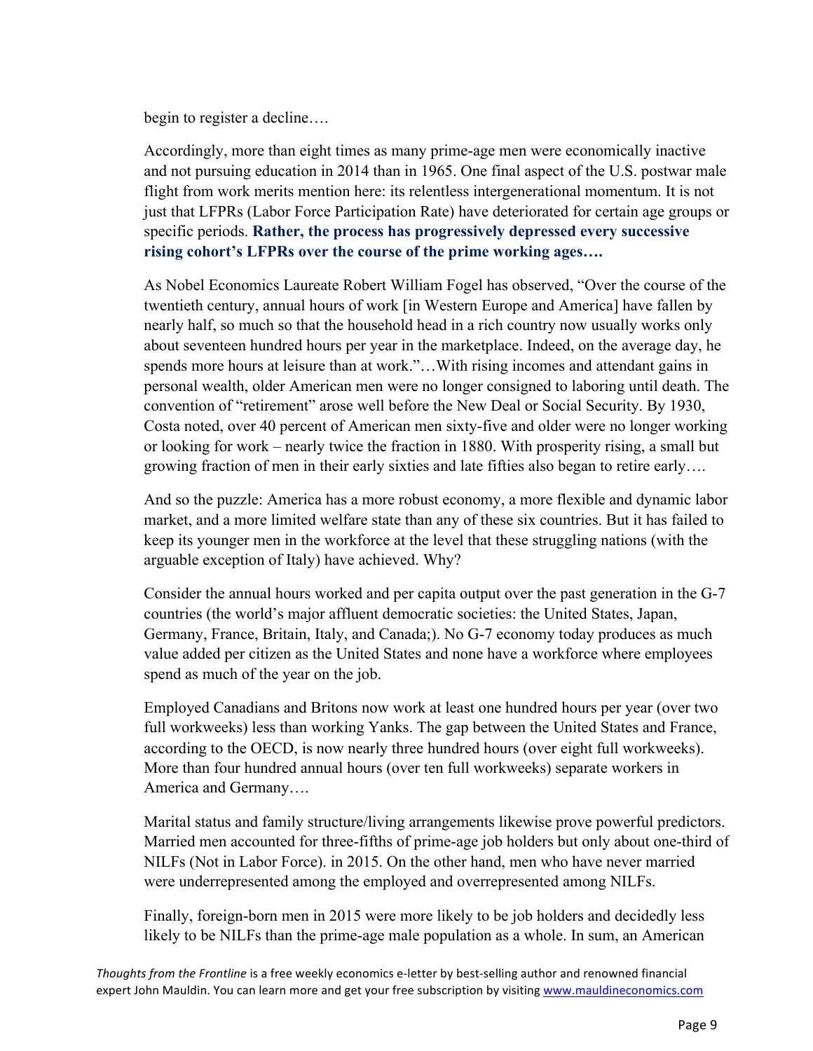begin to register a decline….

Accordingly, more than eight times as many prime-age men were economically inactive and not pursuing education in 2014 than in 1965. One final aspect of the U.S. postwar male flight from work merits mention here: its relentless intergenerational momentum. It is not just that LFPRs (Labor Force Participation Rate) have deteriorated for certain age groups or specific periods. **Rather, the process has progressively depressed every successive rising cohort's LFPRs over the course of the prime working ages….**

As Nobel Economics Laureate Robert William Fogel has observed, "Over the course of the twentieth century, annual hours of work [in Western Europe and America] have fallen by nearly half, so much so that the household head in a rich country now usually works only about seventeen hundred hours per year in the marketplace. Indeed, on the average day, he spends more hours at leisure than at work."…With rising incomes and attendant gains in personal wealth, older American men were no longer consigned to laboring until death. The convention of "retirement" arose well before the New Deal or Social Security. By 1930, Costa noted, over 40 percent of American men sixty-five and older were no longer working or looking for work – nearly twice the fraction in 1880. With prosperity rising, a small but growing fraction of men in their early sixties and late fifties also began to retire early….

And so the puzzle: America has a more robust economy, a more flexible and dynamic labor market, and a more limited welfare state than any of these six countries. But it has failed to keep its younger men in the workforce at the level that these struggling nations (with the arguable exception of Italy) have achieved. Why?

Consider the annual hours worked and per capita output over the past generation in the G-7 countries (the world's major affluent democratic societies: the United States, Japan, Germany, France, Britain, Italy, and Canada;). No G-7 economy today produces as much value added per citizen as the United States and none have a workforce where employees spend as much of the year on the job.

Employed Canadians and Britons now work at least one hundred hours per year (over two full workweeks) less than working Yanks. The gap between the United States and France, according to the OECD, is now nearly three hundred hours (over eight full workweeks). More than four hundred annual hours (over ten full workweeks) separate workers in America and Germany….

Marital status and family structure/living arrangements likewise prove powerful predictors. Married men accounted for three-fifths of prime-age job holders but only about one-third of NILFs (Not in Labor Force). in 2015. On the other hand, men who have never married were underrepresented among the employed and overrepresented among NILFs.

Finally, foreign-born men in 2015 were more likely to be job holders and decidedly less likely to be NILFs than the prime-age male population as a whole. In sum, an American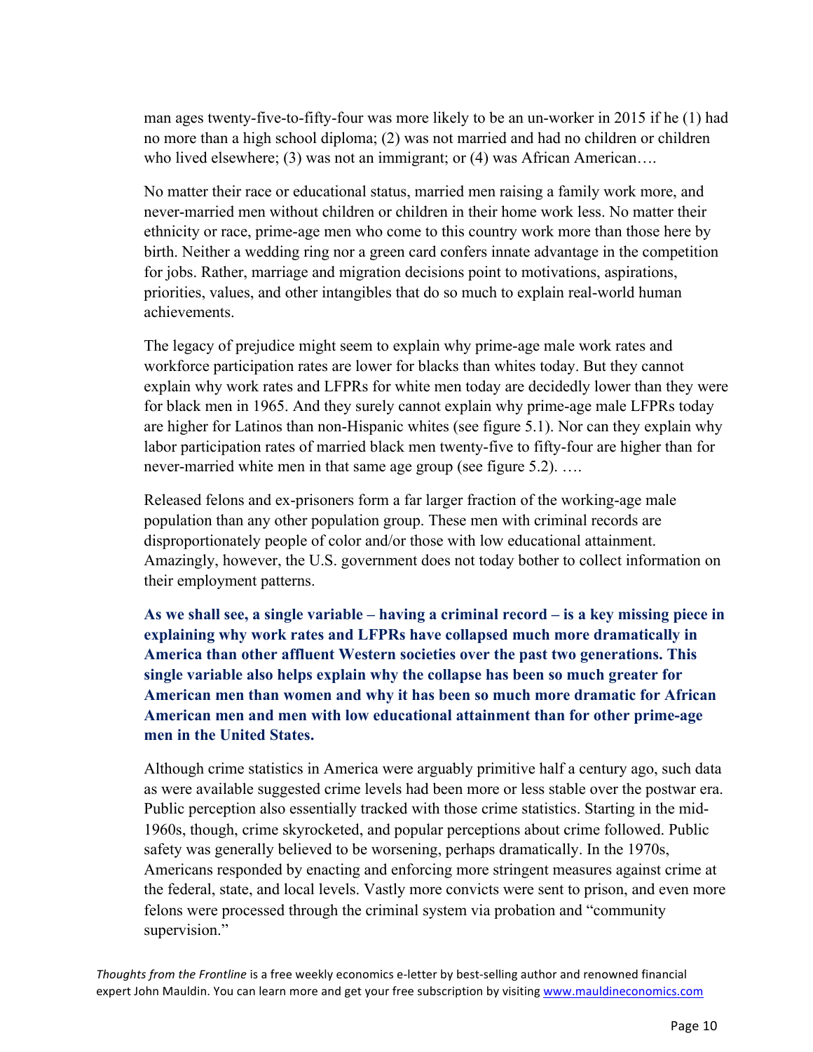man ages twenty-five-to-fifty-four was more likely to be an un-worker in 2015 if he (1) had no more than a high school diploma; (2) was not married and had no children or children who lived elsewhere; (3) was not an immigrant; or (4) was African American….

No matter their race or educational status, married men raising a family work more, and never-married men without children or children in their home work less. No matter their ethnicity or race, prime-age men who come to this country work more than those here by birth. Neither a wedding ring nor a green card confers innate advantage in the competition for jobs. Rather, marriage and migration decisions point to motivations, aspirations, priorities, values, and other intangibles that do so much to explain real-world human achievements.

The legacy of prejudice might seem to explain why prime-age male work rates and workforce participation rates are lower for blacks than whites today. But they cannot explain why work rates and LFPRs for white men today are decidedly lower than they were for black men in 1965. And they surely cannot explain why prime-age male LFPRs today are higher for Latinos than non-Hispanic whites (see figure 5.1). Nor can they explain why labor participation rates of married black men twenty-five to fifty-four are higher than for never-married white men in that same age group (see figure 5.2). ….

Released felons and ex-prisoners form a far larger fraction of the working-age male population than any other population group. These men with criminal records are disproportionately people of color and/or those with low educational attainment. Amazingly, however, the U.S. government does not today bother to collect information on their employment patterns.

**As we shall see, a single variable – having a criminal record – is a key missing piece in explaining why work rates and LFPRs have collapsed much more dramatically in America than other affluent Western societies over the past two generations. This single variable also helps explain why the collapse has been so much greater for American men than women and why it has been so much more dramatic for African American men and men with low educational attainment than for other prime-age men in the United States.**

Although crime statistics in America were arguably primitive half a century ago, such data as were available suggested crime levels had been more or less stable over the postwar era. Public perception also essentially tracked with those crime statistics. Starting in the mid-1960s, though, crime skyrocketed, and popular perceptions about crime followed. Public safety was generally believed to be worsening, perhaps dramatically. In the 1970s, Americans responded by enacting and enforcing more stringent measures against crime at the federal, state, and local levels. Vastly more convicts were sent to prison, and even more felons were processed through the criminal system via probation and "community supervision."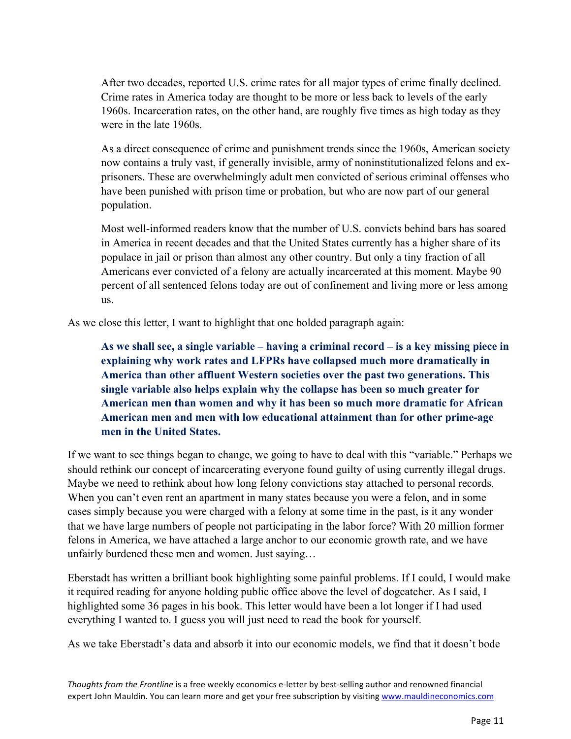> After two decades, reported U.S. crime rates for all major types of crime finally declined. Crime rates in America today are thought to be more or less back to levels of the early 1960s. Incarceration rates, on the other hand, are roughly five times as high today as they were in the late 1960s.
>
> As a direct consequence of crime and punishment trends since the 1960s, American society now contains a truly vast, if generally invisible, army of noninstitutionalized felons and ex-prisoners. These are overwhelmingly adult men convicted of serious criminal offenses who have been punished with prison time or probation, but who are now part of our general population.
>
> Most well-informed readers know that the number of U.S. convicts behind bars has soared in America in recent decades and that the United States currently has a higher share of its populace in jail or prison than almost any other country. But only a tiny fraction of all Americans ever convicted of a felony are actually incarcerated at this moment. Maybe 90 percent of all sentenced felons today are out of confinement and living more or less among us.

As we close this letter, I want to highlight that one bolded paragraph again:

> **As we shall see, a single variable – having a criminal record – is a key missing piece in explaining why work rates and LFPRs have collapsed much more dramatically in America than other affluent Western societies over the past two generations. This single variable also helps explain why the collapse has been so much greater for American men than women and why it has been so much more dramatic for African American men and men with low educational attainment than for other prime-age men in the United States.**

If we want to see things began to change, we going to have to deal with this "variable." Perhaps we should rethink our concept of incarcerating everyone found guilty of using currently illegal drugs. Maybe we need to rethink about how long felony convictions stay attached to personal records. When you can't even rent an apartment in many states because you were a felon, and in some cases simply because you were charged with a felony at some time in the past, is it any wonder that we have large numbers of people not participating in the labor force? With 20 million former felons in America, we have attached a large anchor to our economic growth rate, and we have unfairly burdened these men and women. Just saying…

Eberstadt has written a brilliant book highlighting some painful problems. If I could, I would make it required reading for anyone holding public office above the level of dogcatcher. As I said, I highlighted some 36 pages in his book. This letter would have been a lot longer if I had used everything I wanted to. I guess you will just need to read the book for yourself.

As we take Eberstadt's data and absorb it into our economic models, we find that it doesn't bode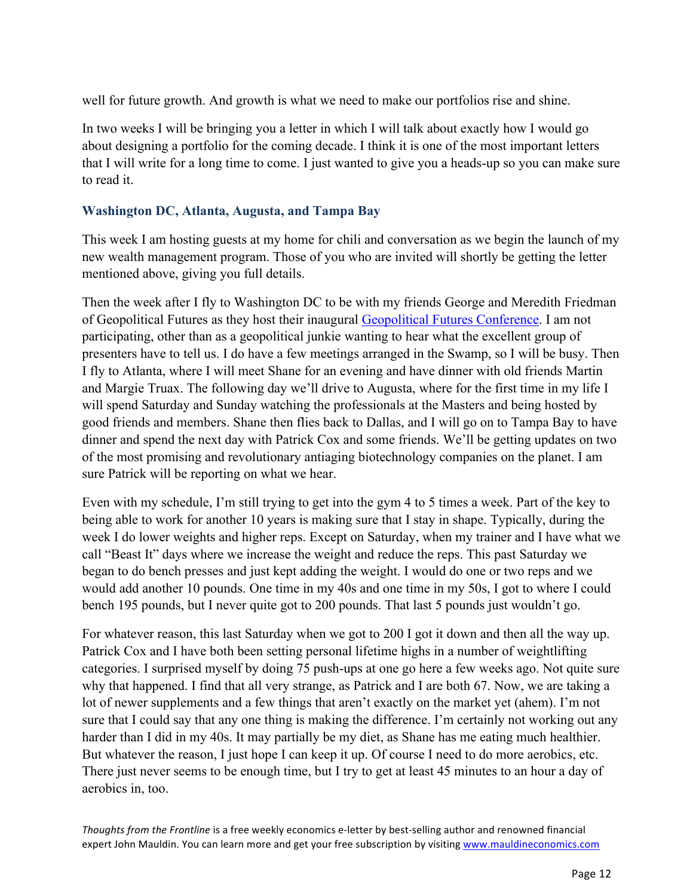well for future growth. And growth is what we need to make our portfolios rise and shine.

In two weeks I will be bringing you a letter in which I will talk about exactly how I would go about designing a portfolio for the coming decade. I think it is one of the most important letters that I will write for a long time to come. I just wanted to give you a heads-up so you can make sure to read it.

### Washington DC, Atlanta, Augusta, and Tampa Bay

This week I am hosting guests at my home for chili and conversation as we begin the launch of my new wealth management program. Those of you who are invited will shortly be getting the letter mentioned above, giving you full details.

Then the week after I fly to Washington DC to be with my friends George and Meredith Friedman of Geopolitical Futures as they host their inaugural [Geopolitical Futures Conference](). I am not participating, other than as a geopolitical junkie wanting to hear what the excellent group of presenters have to tell us. I do have a few meetings arranged in the Swamp, so I will be busy. Then I fly to Atlanta, where I will meet Shane for an evening and have dinner with old friends Martin and Margie Truax. The following day we'll drive to Augusta, where for the first time in my life I will spend Saturday and Sunday watching the professionals at the Masters and being hosted by good friends and members. Shane then flies back to Dallas, and I will go on to Tampa Bay to have dinner and spend the next day with Patrick Cox and some friends. We'll be getting updates on two of the most promising and revolutionary antiaging biotechnology companies on the planet. I am sure Patrick will be reporting on what we hear.

Even with my schedule, I'm still trying to get into the gym 4 to 5 times a week. Part of the key to being able to work for another 10 years is making sure that I stay in shape. Typically, during the week I do lower weights and higher reps. Except on Saturday, when my trainer and I have what we call "Beast It" days where we increase the weight and reduce the reps. This past Saturday we began to do bench presses and just kept adding the weight. I would do one or two reps and we would add another 10 pounds. One time in my 40s and one time in my 50s, I got to where I could bench 195 pounds, but I never quite got to 200 pounds. That last 5 pounds just wouldn't go.

For whatever reason, this last Saturday when we got to 200 I got it down and then all the way up. Patrick Cox and I have both been setting personal lifetime highs in a number of weightlifting categories. I surprised myself by doing 75 push-ups at one go here a few weeks ago. Not quite sure why that happened. I find that all very strange, as Patrick and I are both 67. Now, we are taking a lot of newer supplements and a few things that aren't exactly on the market yet (ahem). I'm not sure that I could say that any one thing is making the difference. I'm certainly not working out any harder than I did in my 40s. It may partially be my diet, as Shane has me eating much healthier. But whatever the reason, I just hope I can keep it up. Of course I need to do more aerobics, etc. There just never seems to be enough time, but I try to get at least 45 minutes to an hour a day of aerobics in, too.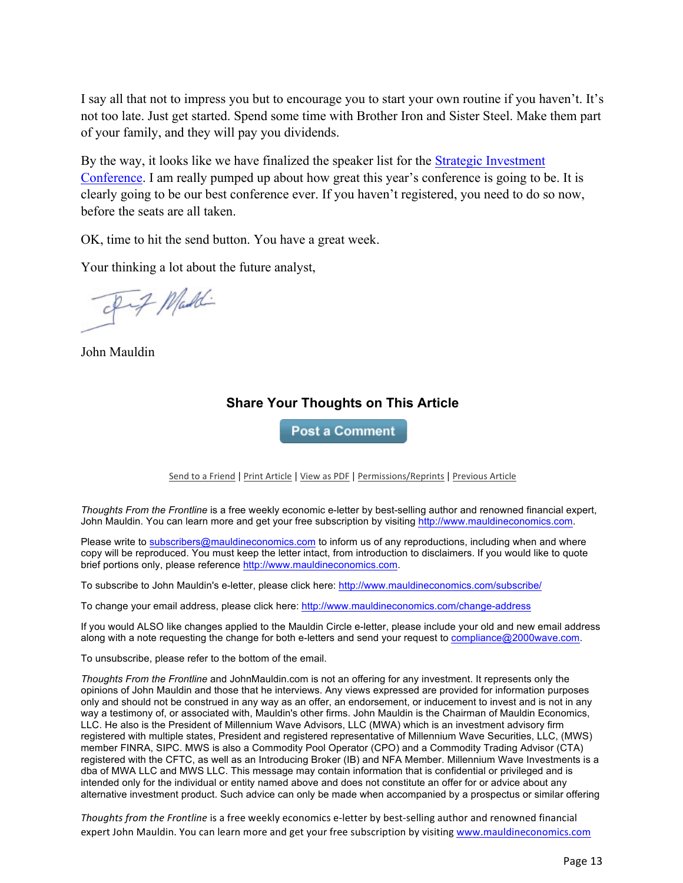I say all that not to impress you but to encourage you to start your own routine if you haven't. It's not too late. Just get started. Spend some time with Brother Iron and Sister Steel. Make them part of your family, and they will pay you dividends.

By the way, it looks like we have finalized the speaker list for the [Strategic Investment Conference](). I am really pumped up about how great this year's conference is going to be. It is clearly going to be our best conference ever. If you haven't registered, you need to do so now, before the seats are all taken.

OK, time to hit the send button. You have a great week.

Your thinking a lot about the future analyst,

John Mauldin

### Share Your Thoughts on This Article

Post a Comment

Send to a Friend | Print Article | View as PDF | Permissions/Reprints | Previous Article

*Thoughts From the Frontline* is a free weekly economic e-letter by best-selling author and renowned financial expert, John Mauldin. You can learn more and get your free subscription by visiting http://www.mauldineconomics.com.

Please write to subscribers@mauldineconomics.com to inform us of any reproductions, including when and where copy will be reproduced. You must keep the letter intact, from introduction to disclaimers. If you would like to quote brief portions only, please reference http://www.mauldineconomics.com.

To subscribe to John Mauldin's e-letter, please click here: http://www.mauldineconomics.com/subscribe/

To change your email address, please click here: http://www.mauldineconomics.com/change-address

If you would ALSO like changes applied to the Mauldin Circle e-letter, please include your old and new email address along with a note requesting the change for both e-letters and send your request to compliance@2000wave.com.

To unsubscribe, please refer to the bottom of the email.

*Thoughts From the Frontline* and JohnMauldin.com is not an offering for any investment. It represents only the opinions of John Mauldin and those that he interviews. Any views expressed are provided for information purposes only and should not be construed in any way as an offer, an endorsement, or inducement to invest and is not in any way a testimony of, or associated with, Mauldin's other firms. John Mauldin is the Chairman of Mauldin Economics, LLC. He also is the President of Millennium Wave Advisors, LLC (MWA) which is an investment advisory firm registered with multiple states, President and registered representative of Millennium Wave Securities, LLC, (MWS) member FINRA, SIPC. MWS is also a Commodity Pool Operator (CPO) and a Commodity Trading Advisor (CTA) registered with the CFTC, as well as an Introducing Broker (IB) and NFA Member. Millennium Wave Investments is a dba of MWA LLC and MWS LLC. This message may contain information that is confidential or privileged and is intended only for the individual or entity named above and does not constitute an offer for or advice about any alternative investment product. Such advice can only be made when accompanied by a prospectus or similar offering

*Thoughts from the Frontline* is a free weekly economics e-letter by best-selling author and renowned financial expert John Mauldin. You can learn more and get your free subscription by visiting www.mauldineconomics.com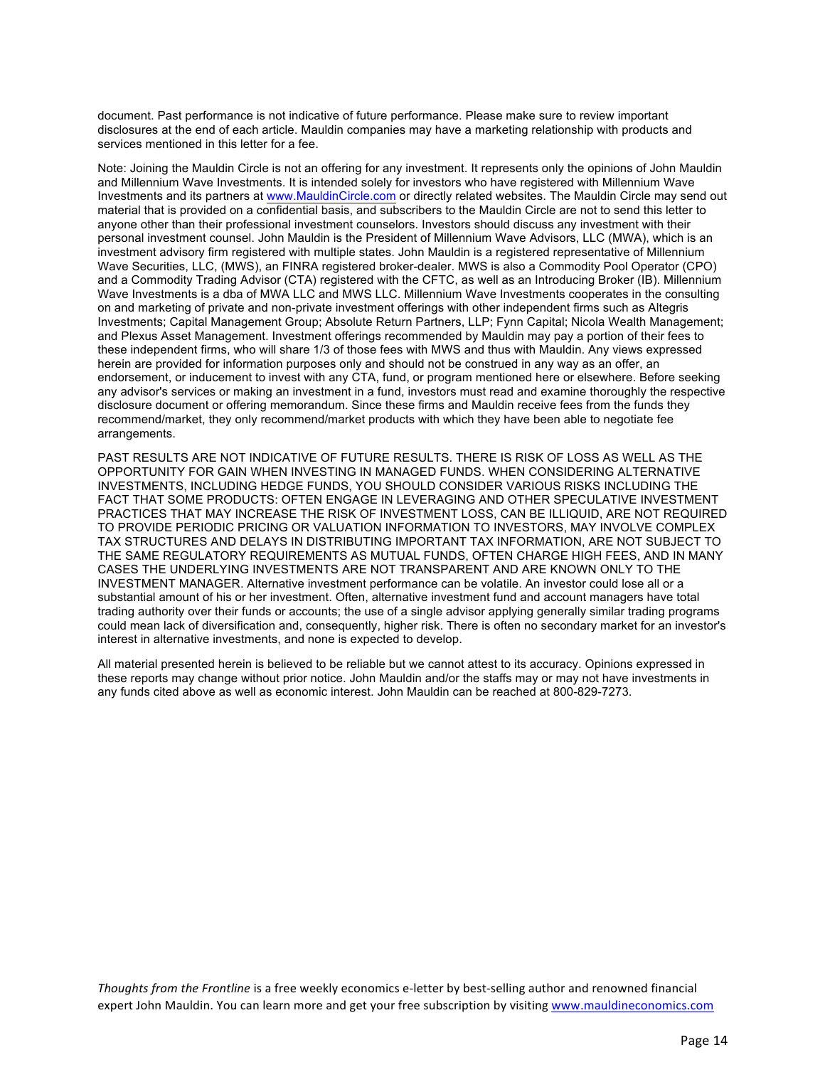document. Past performance is not indicative of future performance. Please make sure to review important disclosures at the end of each article. Mauldin companies may have a marketing relationship with products and services mentioned in this letter for a fee.

Note: Joining the Mauldin Circle is not an offering for any investment. It represents only the opinions of John Mauldin and Millennium Wave Investments. It is intended solely for investors who have registered with Millennium Wave Investments and its partners at [www.MauldinCircle.com](http://www.MauldinCircle.com) or directly related websites. The Mauldin Circle may send out material that is provided on a confidential basis, and subscribers to the Mauldin Circle are not to send this letter to anyone other than their professional investment counselors. Investors should discuss any investment with their personal investment counsel. John Mauldin is the President of Millennium Wave Advisors, LLC (MWA), which is an investment advisory firm registered with multiple states. John Mauldin is a registered representative of Millennium Wave Securities, LLC, (MWS), an FINRA registered broker-dealer. MWS is also a Commodity Pool Operator (CPO) and a Commodity Trading Advisor (CTA) registered with the CFTC, as well as an Introducing Broker (IB). Millennium Wave Investments is a dba of MWA LLC and MWS LLC. Millennium Wave Investments cooperates in the consulting on and marketing of private and non-private investment offerings with other independent firms such as Altegris Investments; Capital Management Group; Absolute Return Partners, LLP; Fynn Capital; Nicola Wealth Management; and Plexus Asset Management. Investment offerings recommended by Mauldin may pay a portion of their fees to these independent firms, who will share 1/3 of those fees with MWS and thus with Mauldin. Any views expressed herein are provided for information purposes only and should not be construed in any way as an offer, an endorsement, or inducement to invest with any CTA, fund, or program mentioned here or elsewhere. Before seeking any advisor's services or making an investment in a fund, investors must read and examine thoroughly the respective disclosure document or offering memorandum. Since these firms and Mauldin receive fees from the funds they recommend/market, they only recommend/market products with which they have been able to negotiate fee arrangements.

PAST RESULTS ARE NOT INDICATIVE OF FUTURE RESULTS. THERE IS RISK OF LOSS AS WELL AS THE OPPORTUNITY FOR GAIN WHEN INVESTING IN MANAGED FUNDS. WHEN CONSIDERING ALTERNATIVE INVESTMENTS, INCLUDING HEDGE FUNDS, YOU SHOULD CONSIDER VARIOUS RISKS INCLUDING THE FACT THAT SOME PRODUCTS: OFTEN ENGAGE IN LEVERAGING AND OTHER SPECULATIVE INVESTMENT PRACTICES THAT MAY INCREASE THE RISK OF INVESTMENT LOSS, CAN BE ILLIQUID, ARE NOT REQUIRED TO PROVIDE PERIODIC PRICING OR VALUATION INFORMATION TO INVESTORS, MAY INVOLVE COMPLEX TAX STRUCTURES AND DELAYS IN DISTRIBUTING IMPORTANT TAX INFORMATION, ARE NOT SUBJECT TO THE SAME REGULATORY REQUIREMENTS AS MUTUAL FUNDS, OFTEN CHARGE HIGH FEES, AND IN MANY CASES THE UNDERLYING INVESTMENTS ARE NOT TRANSPARENT AND ARE KNOWN ONLY TO THE INVESTMENT MANAGER. Alternative investment performance can be volatile. An investor could lose all or a substantial amount of his or her investment. Often, alternative investment fund and account managers have total trading authority over their funds or accounts; the use of a single advisor applying generally similar trading programs could mean lack of diversification and, consequently, higher risk. There is often no secondary market for an investor's interest in alternative investments, and none is expected to develop.

All material presented herein is believed to be reliable but we cannot attest to its accuracy. Opinions expressed in these reports may change without prior notice. John Mauldin and/or the staffs may or may not have investments in any funds cited above as well as economic interest. John Mauldin can be reached at 800-829-7273.